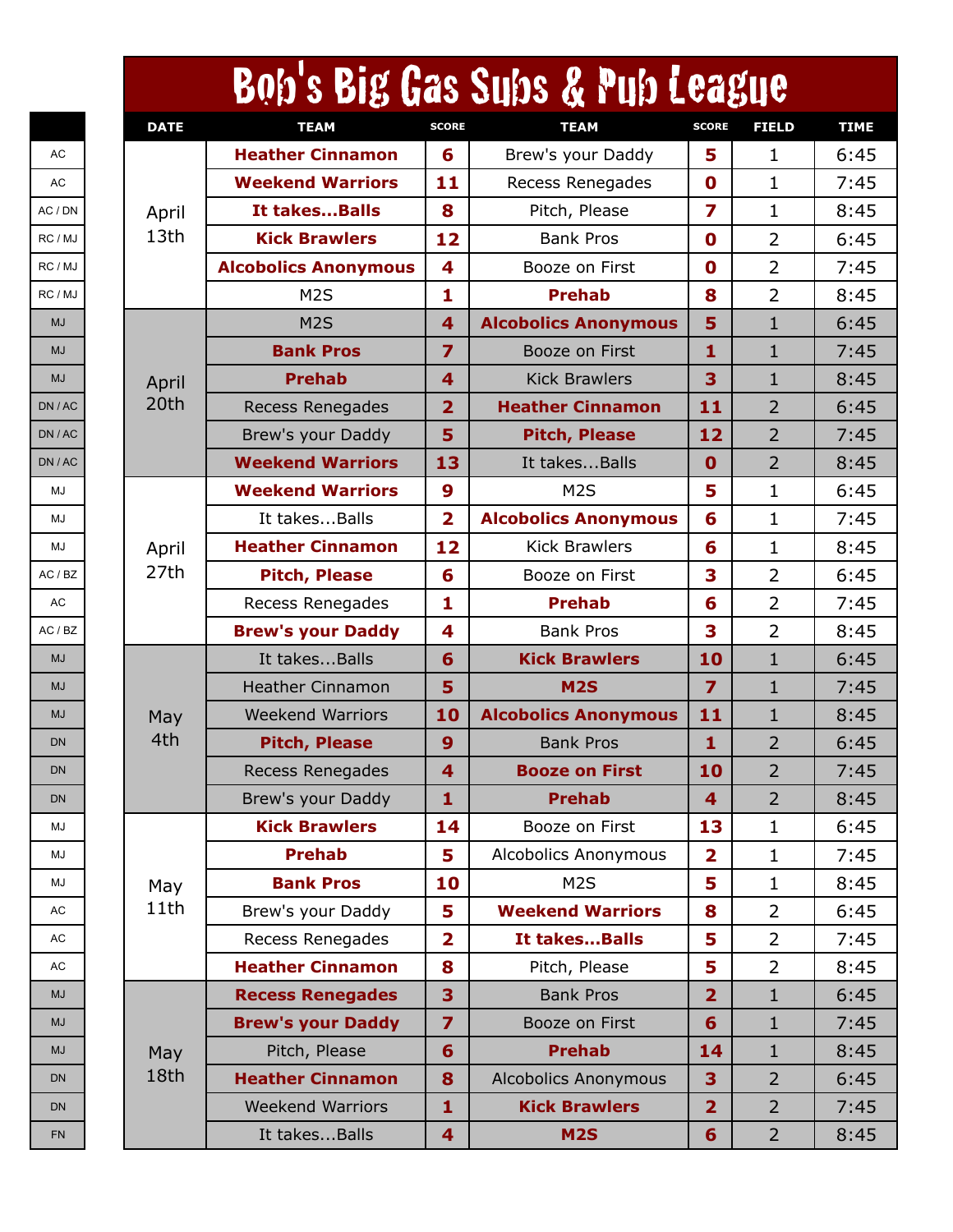# Bob's Big Gas Subs & Pub League

| | DATE | TEAM | SCORE | TEAM | SCORE | FIELD | TIME |
|---|---|---|---|---|---|---|---|
| AC | April 13th | **Heather Cinnamon** | 6 | Brew's your Daddy | 5 | 1 | 6:45 |
| AC | | **Weekend Warriors** | 11 | Recess Renegades | 0 | 1 | 7:45 |
| AC / DN | | **It takes...Balls** | 8 | Pitch, Please | 7 | 1 | 8:45 |
| RC / MJ | | **Kick Brawlers** | 12 | Bank Pros | 0 | 2 | 6:45 |
| RC / MJ | | **Alcobolics Anonymous** | 4 | Booze on First | 0 | 2 | 7:45 |
| RC / MJ | | M2S | 1 | **Prehab** | 8 | 2 | 8:45 |
| MJ | April 20th | M2S | 4 | **Alcobolics Anonymous** | 5 | 1 | 6:45 |
| MJ | | **Bank Pros** | 7 | Booze on First | 1 | 1 | 7:45 |
| MJ | | **Prehab** | 4 | Kick Brawlers | 3 | 1 | 8:45 |
| DN / AC | | Recess Renegades | 2 | **Heather Cinnamon** | 11 | 2 | 6:45 |
| DN / AC | | Brew's your Daddy | 5 | **Pitch, Please** | 12 | 2 | 7:45 |
| DN / AC | | **Weekend Warriors** | 13 | It takes...Balls | 0 | 2 | 8:45 |
| MJ | April 27th | **Weekend Warriors** | 9 | M2S | 5 | 1 | 6:45 |
| MJ | | It takes...Balls | 2 | **Alcobolics Anonymous** | 6 | 1 | 7:45 |
| MJ | | **Heather Cinnamon** | 12 | Kick Brawlers | 6 | 1 | 8:45 |
| AC / BZ | | **Pitch, Please** | 6 | Booze on First | 3 | 2 | 6:45 |
| AC | | Recess Renegades | 1 | **Prehab** | 6 | 2 | 7:45 |
| AC / BZ | | **Brew's your Daddy** | 4 | Bank Pros | 3 | 2 | 8:45 |
| MJ | May 4th | It takes...Balls | 6 | **Kick Brawlers** | 10 | 1 | 6:45 |
| MJ | | Heather Cinnamon | 5 | **M2S** | 7 | 1 | 7:45 |
| MJ | | Weekend Warriors | 10 | **Alcobolics Anonymous** | 11 | 1 | 8:45 |
| DN | | **Pitch, Please** | 9 | Bank Pros | 1 | 2 | 6:45 |
| DN | | Recess Renegades | 4 | **Booze on First** | 10 | 2 | 7:45 |
| DN | | Brew's your Daddy | 1 | **Prehab** | 4 | 2 | 8:45 |
| MJ | May 11th | **Kick Brawlers** | 14 | Booze on First | 13 | 1 | 6:45 |
| MJ | | **Prehab** | 5 | Alcobolics Anonymous | 2 | 1 | 7:45 |
| MJ | | **Bank Pros** | 10 | M2S | 5 | 1 | 8:45 |
| AC | | Brew's your Daddy | 5 | **Weekend Warriors** | 8 | 2 | 6:45 |
| AC | | Recess Renegades | 2 | **It takes...Balls** | 5 | 2 | 7:45 |
| AC | | **Heather Cinnamon** | 8 | Pitch, Please | 5 | 2 | 8:45 |
| MJ | May 18th | **Recess Renegades** | 3 | Bank Pros | 2 | 1 | 6:45 |
| MJ | | **Brew's your Daddy** | 7 | Booze on First | 6 | 1 | 7:45 |
| MJ | | Pitch, Please | 6 | **Prehab** | 14 | 1 | 8:45 |
| DN | | **Heather Cinnamon** | 8 | Alcobolics Anonymous | 3 | 2 | 6:45 |
| DN | | Weekend Warriors | 1 | **Kick Brawlers** | 2 | 2 | 7:45 |
| FN | | It takes...Balls | 4 | **M2S** | 6 | 2 | 8:45 |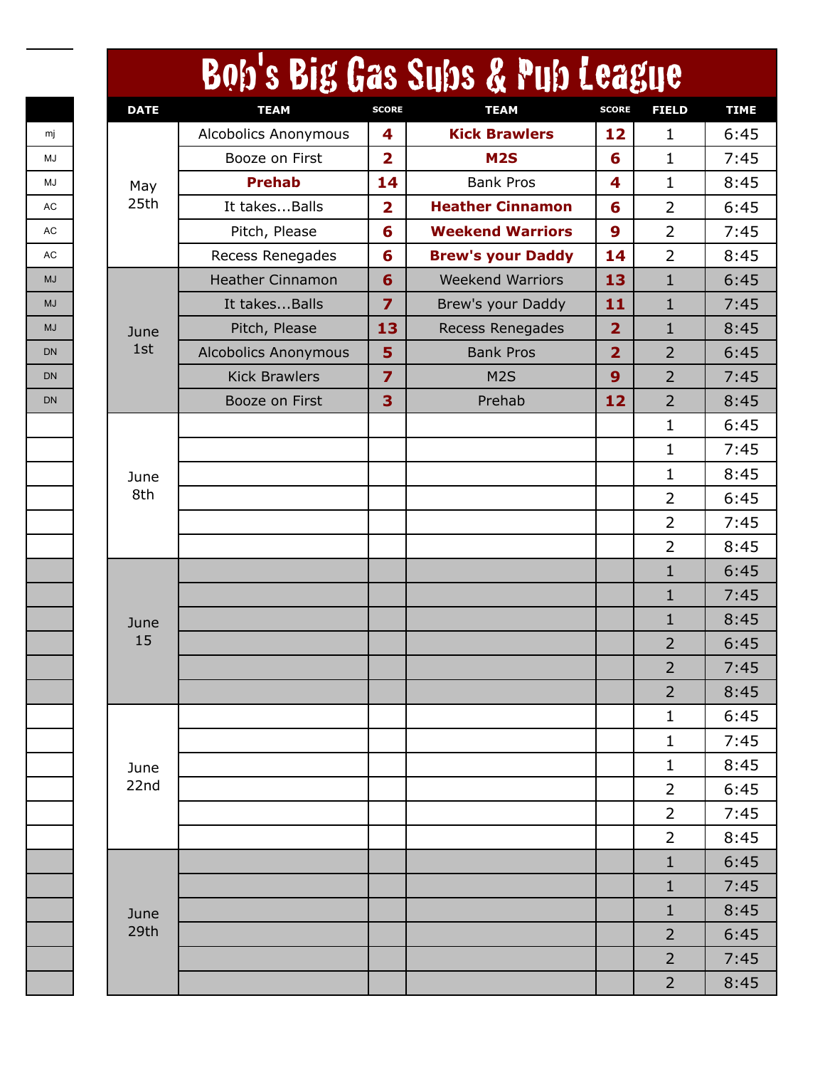# Bob's Big Gas Subs & Pub League

| | DATE | TEAM | SCORE | TEAM | SCORE | FIELD | TIME |
|---|---|---|---|---|---|---|---|
| mj | May 25th | Alcobolics Anonymous | 4 | **Kick Brawlers** | 12 | 1 | 6:45 |
| MJ | | Booze on First | 2 | **M2S** | 6 | 1 | 7:45 |
| MJ | | **Prehab** | 14 | Bank Pros | 4 | 1 | 8:45 |
| AC | | It takes...Balls | 2 | **Heather Cinnamon** | 6 | 2 | 6:45 |
| AC | | Pitch, Please | 6 | **Weekend Warriors** | 9 | 2 | 7:45 |
| AC | | Recess Renegades | 6 | **Brew's your Daddy** | 14 | 2 | 8:45 |
| MJ | June 1st | Heather Cinnamon | 6 | Weekend Warriors | 13 | 1 | 6:45 |
| MJ | | It takes...Balls | 7 | Brew's your Daddy | 11 | 1 | 7:45 |
| MJ | | Pitch, Please | 13 | Recess Renegades | 2 | 1 | 8:45 |
| DN | | Alcobolics Anonymous | 5 | Bank Pros | 2 | 2 | 6:45 |
| DN | | Kick Brawlers | 7 | M2S | 9 | 2 | 7:45 |
| DN | | Booze on First | 3 | Prehab | 12 | 2 | 8:45 |
| | June 8th | | | | | 1 | 6:45 |
| | | | | | | 1 | 7:45 |
| | | | | | | 1 | 8:45 |
| | | | | | | 2 | 6:45 |
| | | | | | | 2 | 7:45 |
| | | | | | | 2 | 8:45 |
| | June 15 | | | | | 1 | 6:45 |
| | | | | | | 1 | 7:45 |
| | | | | | | 1 | 8:45 |
| | | | | | | 2 | 6:45 |
| | | | | | | 2 | 7:45 |
| | | | | | | 2 | 8:45 |
| | June 22nd | | | | | 1 | 6:45 |
| | | | | | | 1 | 7:45 |
| | | | | | | 1 | 8:45 |
| | | | | | | 2 | 6:45 |
| | | | | | | 2 | 7:45 |
| | | | | | | 2 | 8:45 |
| | June 29th | | | | | 1 | 6:45 |
| | | | | | | 1 | 7:45 |
| | | | | | | 1 | 8:45 |
| | | | | | | 2 | 6:45 |
| | | | | | | 2 | 7:45 |
| | | | | | | 2 | 8:45 |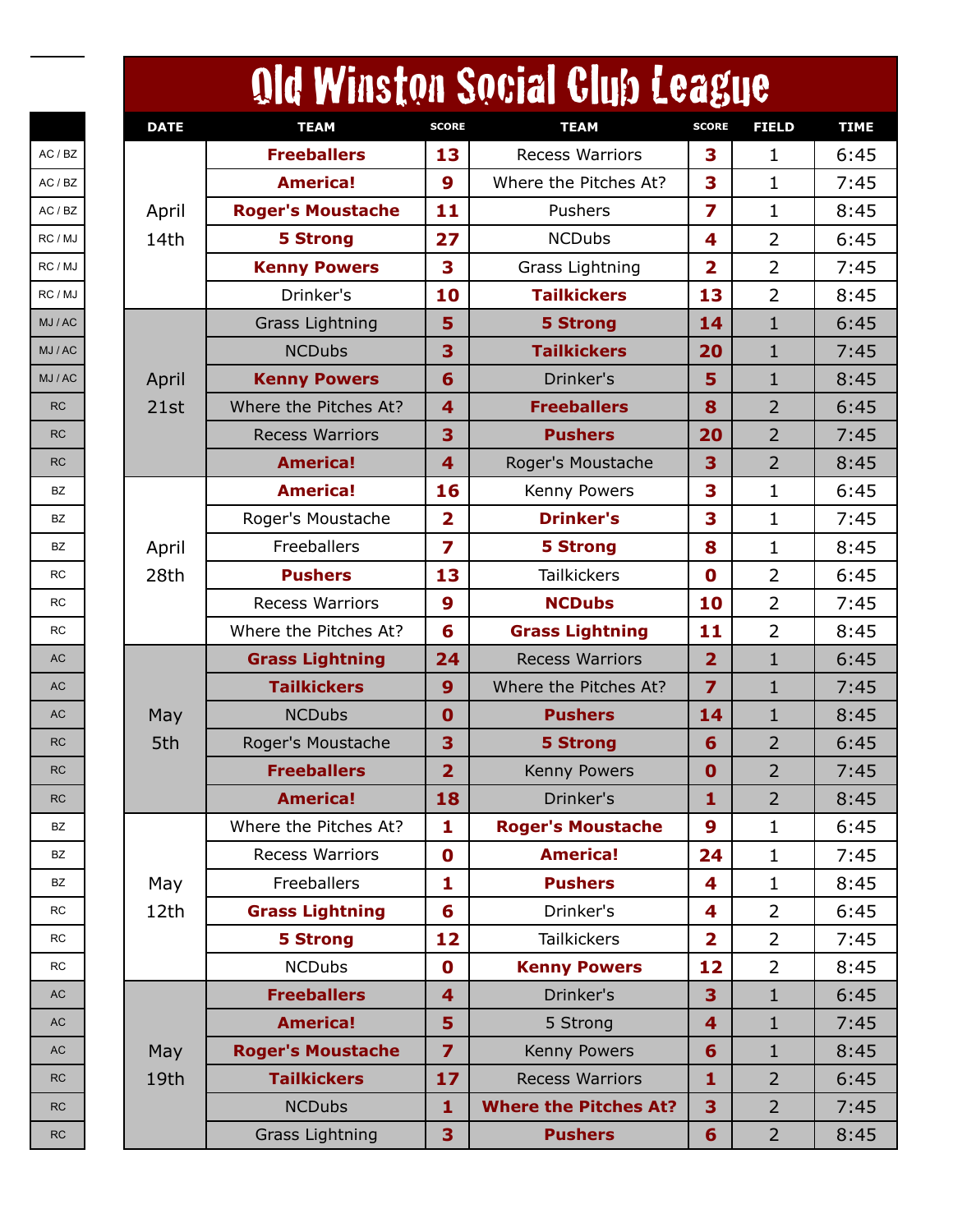# Old Winston Social Club League

| | DATE | TEAM | SCORE | TEAM | SCORE | FIELD | TIME |
|---|---|---|---|---|---|---|---|
| AC / BZ | April 14th | **Freeballers** | 13 | Recess Warriors | 3 | 1 | 6:45 |
| AC / BZ | | **America!** | 9 | Where the Pitches At? | 3 | 1 | 7:45 |
| AC / BZ | | **Roger's Moustache** | 11 | Pushers | 7 | 1 | 8:45 |
| RC / MJ | | **5 Strong** | 27 | NCDubs | 4 | 2 | 6:45 |
| RC / MJ | | **Kenny Powers** | 3 | Grass Lightning | 2 | 2 | 7:45 |
| RC / MJ | | Drinker's | 10 | **Tailkickers** | 13 | 2 | 8:45 |
| MJ / AC | April 21st | Grass Lightning | 5 | **5 Strong** | 14 | 1 | 6:45 |
| MJ / AC | | NCDubs | 3 | **Tailkickers** | 20 | 1 | 7:45 |
| MJ / AC | | **Kenny Powers** | 6 | Drinker's | 5 | 1 | 8:45 |
| RC | | Where the Pitches At? | 4 | **Freeballers** | 8 | 2 | 6:45 |
| RC | | Recess Warriors | 3 | **Pushers** | 20 | 2 | 7:45 |
| RC | | **America!** | 4 | Roger's Moustache | 3 | 2 | 8:45 |
| BZ | April 28th | **America!** | 16 | Kenny Powers | 3 | 1 | 6:45 |
| BZ | | Roger's Moustache | 2 | **Drinker's** | 3 | 1 | 7:45 |
| BZ | | Freeballers | 7 | **5 Strong** | 8 | 1 | 8:45 |
| RC | | **Pushers** | 13 | Tailkickers | 0 | 2 | 6:45 |
| RC | | Recess Warriors | 9 | **NCDubs** | 10 | 2 | 7:45 |
| RC | | Where the Pitches At? | 6 | **Grass Lightning** | 11 | 2 | 8:45 |
| AC | May 5th | **Grass Lightning** | 24 | Recess Warriors | 2 | 1 | 6:45 |
| AC | | **Tailkickers** | 9 | Where the Pitches At? | 7 | 1 | 7:45 |
| AC | | NCDubs | 0 | **Pushers** | 14 | 1 | 8:45 |
| RC | | Roger's Moustache | 3 | **5 Strong** | 6 | 2 | 6:45 |
| RC | | **Freeballers** | 2 | Kenny Powers | 0 | 2 | 7:45 |
| RC | | **America!** | 18 | Drinker's | 1 | 2 | 8:45 |
| BZ | May 12th | Where the Pitches At? | 1 | **Roger's Moustache** | 9 | 1 | 6:45 |
| BZ | | Recess Warriors | 0 | **America!** | 24 | 1 | 7:45 |
| BZ | | Freeballers | 1 | **Pushers** | 4 | 1 | 8:45 |
| RC | | **Grass Lightning** | 6 | Drinker's | 4 | 2 | 6:45 |
| RC | | **5 Strong** | 12 | Tailkickers | 2 | 2 | 7:45 |
| RC | | NCDubs | 0 | **Kenny Powers** | 12 | 2 | 8:45 |
| AC | May 19th | **Freeballers** | 4 | Drinker's | 3 | 1 | 6:45 |
| AC | | **America!** | 5 | 5 Strong | 4 | 1 | 7:45 |
| AC | | **Roger's Moustache** | 7 | Kenny Powers | 6 | 1 | 8:45 |
| RC | | **Tailkickers** | 17 | Recess Warriors | 1 | 2 | 6:45 |
| RC | | NCDubs | 1 | **Where the Pitches At?** | 3 | 2 | 7:45 |
| RC | | Grass Lightning | 3 | **Pushers** | 6 | 2 | 8:45 |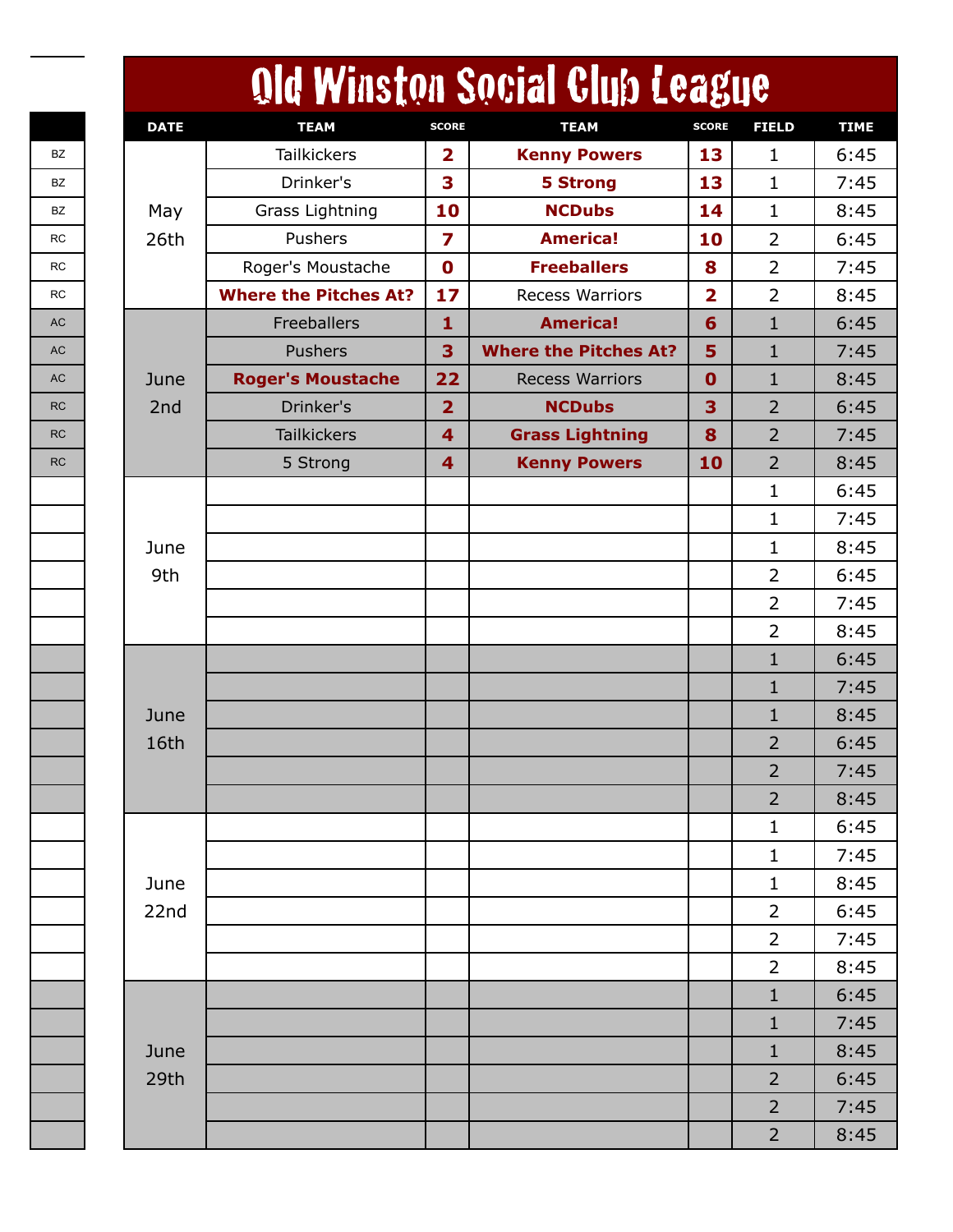# Old Winston Social Club League

| | DATE | TEAM | SCORE | TEAM | SCORE | FIELD | TIME |
|---|---|---|---|---|---|---|---|
| BZ | May 26th | Tailkickers | 2 | **Kenny Powers** | 13 | 1 | 6:45 |
| BZ | | Drinker's | 3 | **5 Strong** | 13 | 1 | 7:45 |
| BZ | | Grass Lightning | 10 | **NCDubs** | 14 | 1 | 8:45 |
| RC | | Pushers | 7 | **America!** | 10 | 2 | 6:45 |
| RC | | Roger's Moustache | 0 | **Freeballers** | 8 | 2 | 7:45 |
| RC | | **Where the Pitches At?** | 17 | Recess Warriors | 2 | 2 | 8:45 |
| AC | June 2nd | Freeballers | 1 | **America!** | 6 | 1 | 6:45 |
| AC | | Pushers | 3 | **Where the Pitches At?** | 5 | 1 | 7:45 |
| AC | | **Roger's Moustache** | 22 | Recess Warriors | 0 | 1 | 8:45 |
| RC | | Drinker's | 2 | **NCDubs** | 3 | 2 | 6:45 |
| RC | | Tailkickers | 4 | **Grass Lightning** | 8 | 2 | 7:45 |
| RC | | 5 Strong | 4 | **Kenny Powers** | 10 | 2 | 8:45 |
| | June 9th | | | | | 1 | 6:45 |
| | | | | | | 1 | 7:45 |
| | | | | | | 1 | 8:45 |
| | | | | | | 2 | 6:45 |
| | | | | | | 2 | 7:45 |
| | | | | | | 2 | 8:45 |
| | June 16th | | | | | 1 | 6:45 |
| | | | | | | 1 | 7:45 |
| | | | | | | 1 | 8:45 |
| | | | | | | 2 | 6:45 |
| | | | | | | 2 | 7:45 |
| | | | | | | 2 | 8:45 |
| | June 22nd | | | | | 1 | 6:45 |
| | | | | | | 1 | 7:45 |
| | | | | | | 1 | 8:45 |
| | | | | | | 2 | 6:45 |
| | | | | | | 2 | 7:45 |
| | | | | | | 2 | 8:45 |
| | June 29th | | | | | 1 | 6:45 |
| | | | | | | 1 | 7:45 |
| | | | | | | 1 | 8:45 |
| | | | | | | 2 | 6:45 |
| | | | | | | 2 | 7:45 |
| | | | | | | 2 | 8:45 |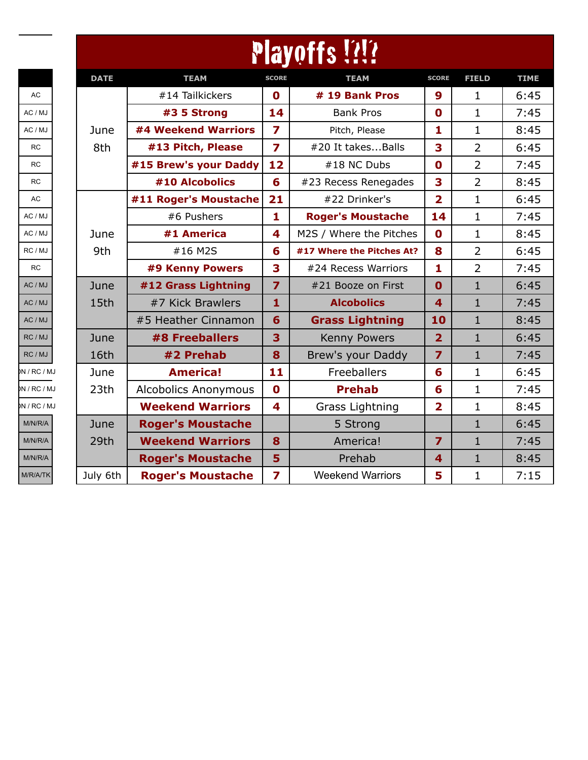# Playoffs !?!?

| | DATE | TEAM | SCORE | TEAM | SCORE | FIELD | TIME |
|---|---|---|---|---|---|---|---|
| AC | June 8th | #14 Tailkickers | 0 | **# 19 Bank Pros** | 9 | 1 | 6:45 |
| AC / MJ | | **#3 5 Strong** | 14 | Bank Pros | 0 | 1 | 7:45 |
| AC / MJ | | **#4 Weekend Warriors** | 7 | Pitch, Please | 1 | 1 | 8:45 |
| RC | | **#13 Pitch, Please** | 7 | #20 It takes...Balls | 3 | 2 | 6:45 |
| RC | | **#15 Brew's your Daddy** | 12 | #18 NC Dubs | 0 | 2 | 7:45 |
| RC | | **#10 Alcobolics** | 6 | #23 Recess Renegades | 3 | 2 | 8:45 |
| AC | June 9th | **#11 Roger's Moustache** | 21 | #22 Drinker's | 2 | 1 | 6:45 |
| AC / MJ | | #6 Pushers | 1 | **Roger's Moustache** | 14 | 1 | 7:45 |
| AC / MJ | | **#1 America** | 4 | M2S / Where the Pitches | 0 | 1 | 8:45 |
| RC / MJ | | #16 M2S | 6 | **#17 Where the Pitches At?** | 8 | 2 | 6:45 |
| RC | | **#9 Kenny Powers** | 3 | #24 Recess Warriors | 1 | 2 | 7:45 |
| AC / MJ | June 15th | **#12 Grass Lightning** | 7 | #21 Booze on First | 0 | 1 | 6:45 |
| AC / MJ | | #7 Kick Brawlers | 1 | **Alcobolics** | 4 | 1 | 7:45 |
| AC / MJ | | #5 Heather Cinnamon | 6 | **Grass Lightning** | 10 | 1 | 8:45 |
| RC / MJ | June 16th | **#8 Freeballers** | 3 | Kenny Powers | 2 | 1 | 6:45 |
| RC / MJ | | **#2 Prehab** | 8 | Brew's your Daddy | 7 | 1 | 7:45 |
| ON / RC / MJ | June 23th | **America!** | 11 | Freeballers | 6 | 1 | 6:45 |
| ON / RC / MJ | | Alcobolics Anonymous | 0 | **Prehab** | 6 | 1 | 7:45 |
| ON / RC / MJ | | **Weekend Warriors** | 4 | Grass Lightning | 2 | 1 | 8:45 |
| M/N/R/A | June 29th | **Roger's Moustache** | | 5 Strong | | 1 | 6:45 |
| M/N/R/A | | **Weekend Warriors** | 8 | America! | 7 | 1 | 7:45 |
| M/N/R/A | | **Roger's Moustache** | 5 | Prehab | 4 | 1 | 8:45 |
| M/R/A/TK | July 6th | **Roger's Moustache** | 7 | Weekend Warriors | 5 | 1 | 7:15 |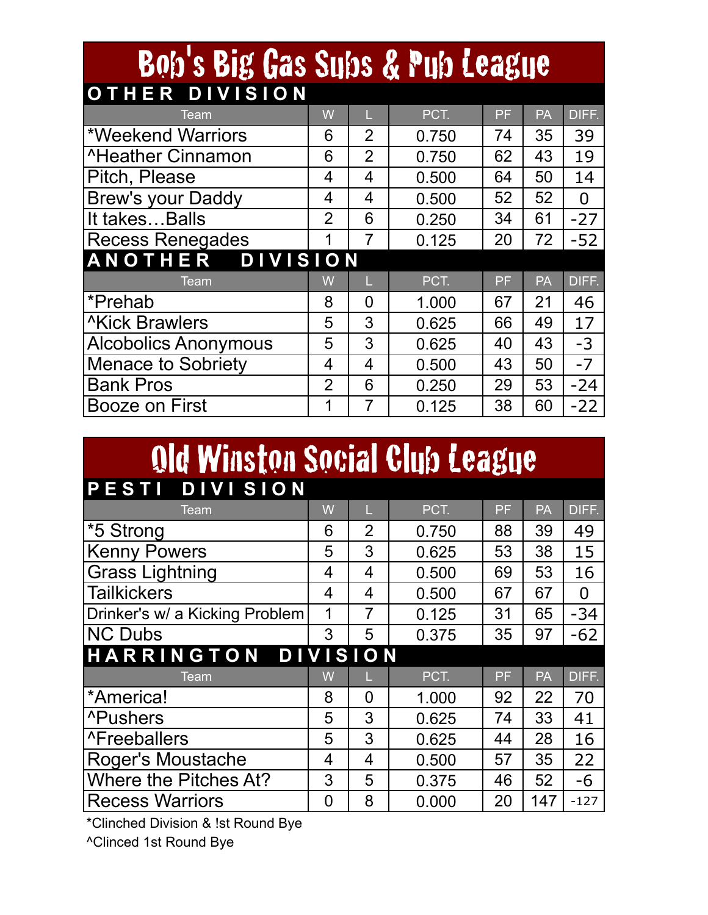# Bob's Big Gas Subs & Pub League

## OTHER DIVISION

| Team | W | L | PCT. | PF | PA | DIFF. |
|---|---|---|---|---|---|---|
| *Weekend Warriors | 6 | 2 | 0.750 | 74 | 35 | 39 |
| ^Heather Cinnamon | 6 | 2 | 0.750 | 62 | 43 | 19 |
| Pitch, Please | 4 | 4 | 0.500 | 64 | 50 | 14 |
| Brew's your Daddy | 4 | 4 | 0.500 | 52 | 52 | 0 |
| It takes…Balls | 2 | 6 | 0.250 | 34 | 61 | -27 |
| Recess Renegades | 1 | 7 | 0.125 | 20 | 72 | -52 |

## ANOTHER DIVISION

| Team | W | L | PCT. | PF | PA | DIFF. |
|---|---|---|---|---|---|---|
| *Prehab | 8 | 0 | 1.000 | 67 | 21 | 46 |
| ^Kick Brawlers | 5 | 3 | 0.625 | 66 | 49 | 17 |
| Alcobolics Anonymous | 5 | 3 | 0.625 | 40 | 43 | -3 |
| Menace to Sobriety | 4 | 4 | 0.500 | 43 | 50 | -7 |
| Bank Pros | 2 | 6 | 0.250 | 29 | 53 | -24 |
| Booze on First | 1 | 7 | 0.125 | 38 | 60 | -22 |

# Old Winston Social Club League

## PESTI DIVISION

| Team | W | L | PCT. | PF | PA | DIFF. |
|---|---|---|---|---|---|---|
| *5 Strong | 6 | 2 | 0.750 | 88 | 39 | 49 |
| Kenny Powers | 5 | 3 | 0.625 | 53 | 38 | 15 |
| Grass Lightning | 4 | 4 | 0.500 | 69 | 53 | 16 |
| Tailkickers | 4 | 4 | 0.500 | 67 | 67 | 0 |
| Drinker's w/ a Kicking Problem | 1 | 7 | 0.125 | 31 | 65 | -34 |
| NC Dubs | 3 | 5 | 0.375 | 35 | 97 | -62 |

## HARRINGTON DIVISION

| Team | W | L | PCT. | PF | PA | DIFF. |
|---|---|---|---|---|---|---|
| *America! | 8 | 0 | 1.000 | 92 | 22 | 70 |
| ^Pushers | 5 | 3 | 0.625 | 74 | 33 | 41 |
| ^Freeballers | 5 | 3 | 0.625 | 44 | 28 | 16 |
| Roger's Moustache | 4 | 4 | 0.500 | 57 | 35 | 22 |
| Where the Pitches At? | 3 | 5 | 0.375 | 46 | 52 | -6 |
| Recess Warriors | 0 | 8 | 0.000 | 20 | 147 | -127 |

*Clinched Division & !st Round Bye

^Clinced 1st Round Bye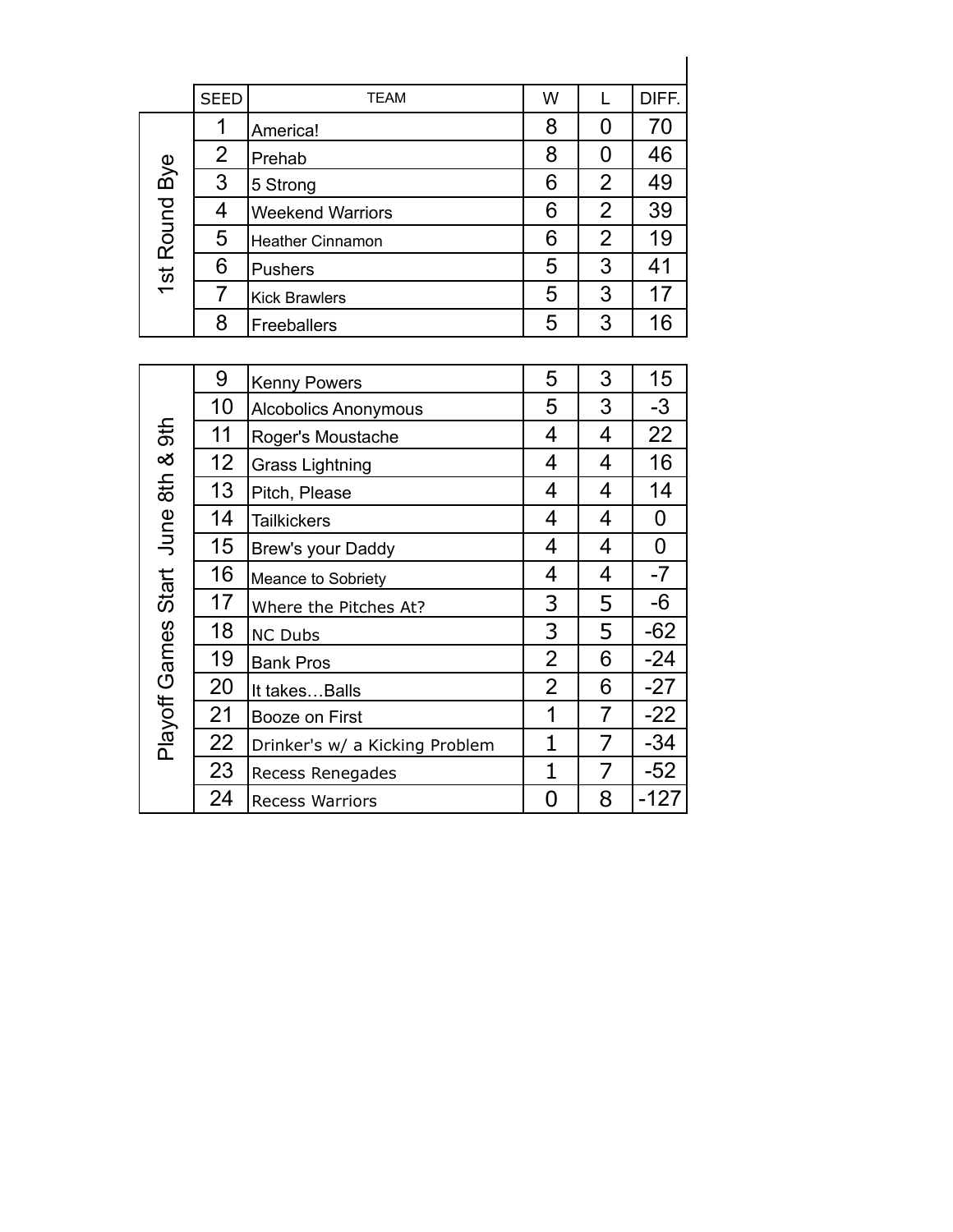| | SEED | TEAM | W | L | DIFF. |
|---|---|---|---|---|---|
| 1st Round Bye | 1 | America! | 8 | 0 | 70 |
| | 2 | Prehab | 8 | 0 | 46 |
| | 3 | 5 Strong | 6 | 2 | 49 |
| | 4 | Weekend Warriors | 6 | 2 | 39 |
| | 5 | Heather Cinnamon | 6 | 2 | 19 |
| | 6 | Pushers | 5 | 3 | 41 |
| | 7 | Kick Brawlers | 5 | 3 | 17 |
| | 8 | Freeballers | 5 | 3 | 16 |

| | SEED | TEAM | W | L | DIFF. |
|---|---|---|---|---|---|
| Playoff Games Start June 8th & 9th | 9 | Kenny Powers | 5 | 3 | 15 |
| | 10 | Alcobolics Anonymous | 5 | 3 | -3 |
| | 11 | Roger's Moustache | 4 | 4 | 22 |
| | 12 | Grass Lightning | 4 | 4 | 16 |
| | 13 | Pitch, Please | 4 | 4 | 14 |
| | 14 | Tailkickers | 4 | 4 | 0 |
| | 15 | Brew's your Daddy | 4 | 4 | 0 |
| | 16 | Meance to Sobriety | 4 | 4 | -7 |
| | 17 | Where the Pitches At? | 3 | 5 | -6 |
| | 18 | NC Dubs | 3 | 5 | -62 |
| | 19 | Bank Pros | 2 | 6 | -24 |
| | 20 | It takes…Balls | 2 | 6 | -27 |
| | 21 | Booze on First | 1 | 7 | -22 |
| | 22 | Drinker's w/ a Kicking Problem | 1 | 7 | -34 |
| | 23 | Recess Renegades | 1 | 7 | -52 |
| | 24 | Recess Warriors | 0 | 8 | -127 |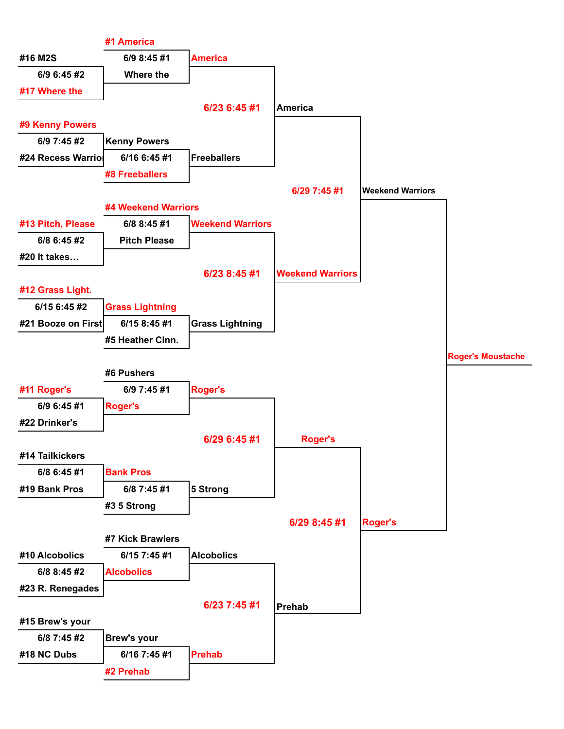#1 America

#16 M2S
6/9 8:45 #1
America
6/9 6:45 #2
Where the
#17 Where the

6/23 6:45 #1
America

#9 Kenny Powers
6/9 7:45 #2
Kenny Powers
#24 Recess Warrio
6/16 6:45 #1
Freeballers
#8 Freeballers

6/29 7:45 #1
Weekend Warriors

#4 Weekend Warriors
#13 Pitch, Please
6/8 8:45 #1
Weekend Warriors
6/8 6:45 #2
Pitch Please
#20 It takes…

6/23 8:45 #1
Weekend Warriors

#12 Grass Light.
6/15 6:45 #2
Grass Lightning
#21 Booze on First
6/15 8:45 #1
Grass Lightning
#5 Heather Cinn.

Roger's Moustache

#6 Pushers
#11 Roger's
6/9 7:45 #1
Roger's
6/9 6:45 #1
Roger's
#22 Drinker's

6/29 6:45 #1
Roger's

#14 Tailkickers
6/8 6:45 #1
Bank Pros
#19 Bank Pros
6/8 7:45 #1
5 Strong
#3 5 Strong

6/29 8:45 #1
Roger's

#7 Kick Brawlers
#10 Alcobolics
6/15 7:45 #1
Alcobolics
6/8 8:45 #2
Alcobolics
#23 R. Renegades

6/23 7:45 #1
Prehab

#15 Brew's your
6/8 7:45 #2
Brew's your
#18 NC Dubs
6/16 7:45 #1
Prehab
#2 Prehab